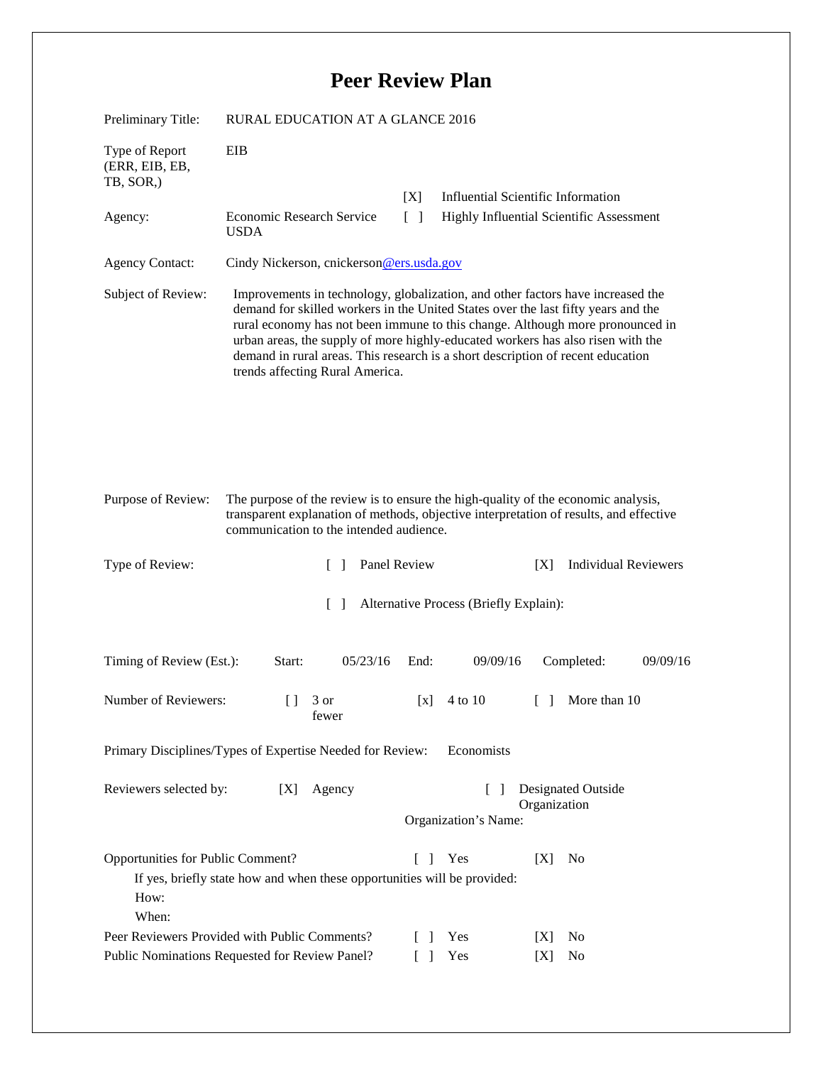# Peer Review Plan

Preliminary Title: RURAL EDUCATION AT A GLANCE 2016

Type of Report (ERR, EIB, EB, TB, SOR,) EIB

[X] Influential Scientific Information

Agency: Economic Research Service USDA

[ ] Highly Influential Scientific Assessment

Agency Contact: Cindy Nickerson, cnickerson@ers.usda.gov

Subject of Review: Improvements in technology, globalization, and other factors have increased the demand for skilled workers in the United States over the last fifty years and the rural economy has not been immune to this change. Although more pronounced in urban areas, the supply of more highly-educated workers has also risen with the demand in rural areas. This research is a short description of recent education trends affecting Rural America.

Purpose of Review: The purpose of the review is to ensure the high-quality of the economic analysis, transparent explanation of methods, objective interpretation of results, and effective communication to the intended audience.

Type of Review: [ ] Panel Review [X] Individual Reviewers

[ ] Alternative Process (Briefly Explain):

Timing of Review (Est.): Start: 05/23/16 End: 09/09/16 Completed: 09/09/16

Number of Reviewers: [] 3 or fewer [x] 4 to 10 [ ] More than 10

Primary Disciplines/Types of Expertise Needed for Review: Economists

Reviewers selected by: [X] Agency [ ] Designated Outside Organization

Organization's Name:

Opportunities for Public Comment? [ ] Yes [X] No

If yes, briefly state how and when these opportunities will be provided:

How:

When:

Peer Reviewers Provided with Public Comments? [ ] Yes [X] No

Public Nominations Requested for Review Panel? [ ] Yes [X] No